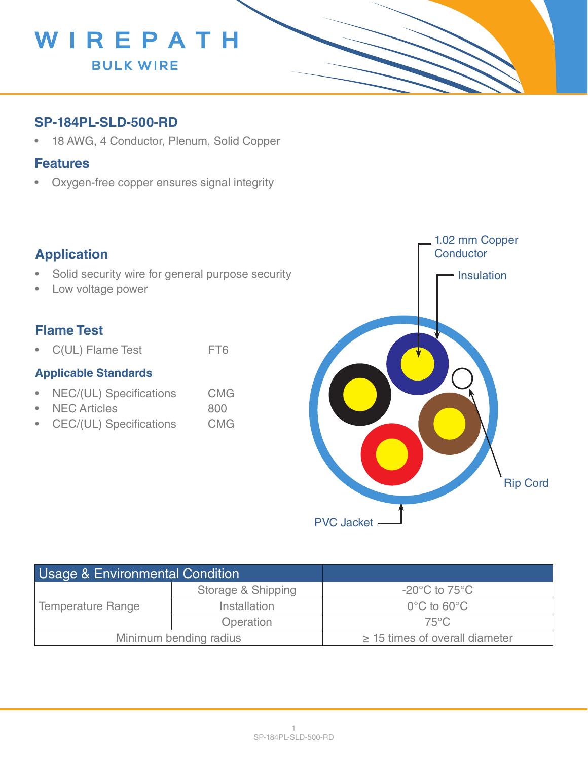WIREPATH

BULK WIRE

## SP-184PL-SLD-500-RD

- 18 AWG, 4 Conductor, Plenum, Solid Copper

## Features

- Oxygen-free copper ensures signal integrity

## Application

- Solid security wire for general purpose security
- Low voltage power

## Flame Test

- C(UL) Flame Test FT6

### Applicable Standards

- NEC/(UL) Specifications CMG
- NEC Articles 800
- CEC/(UL) Specifications CMG

1.02 mm Copper Conductor

Insulation

Rip Cord

PVC Jacket

| Usage & Environmental Condition | | |
|---|---|---|
| Temperature Range | Storage & Shipping | -20°C to 75°C |
| | Installation | 0°C to 60°C |
| | Operation | 75°C |
| Minimum bending radius | | ≥ 15 times of overall diameter |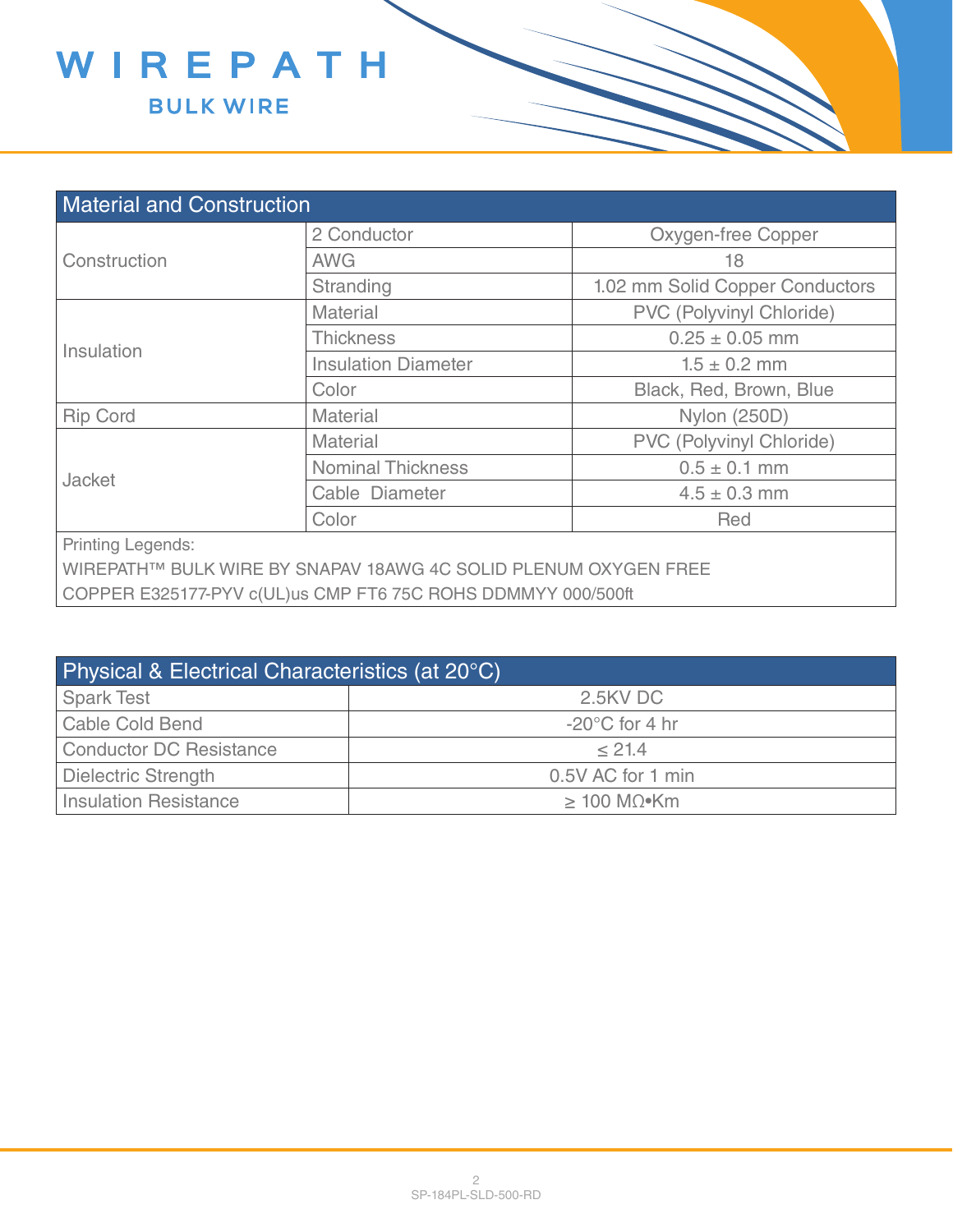# WIREPATH

BULK WIRE

| Material and Construction | | |
|---|---|---|
| Construction | 2 Conductor | Oxygen-free Copper |
| | AWG | 18 |
| | Stranding | 1.02 mm Solid Copper Conductors |
| Insulation | Material | PVC (Polyvinyl Chloride) |
| | Thickness | 0.25 ± 0.05 mm |
| | Insulation Diameter | 1.5 ± 0.2 mm |
| | Color | Black, Red, Brown, Blue |
| Rip Cord | Material | Nylon (250D) |
| Jacket | Material | PVC (Polyvinyl Chloride) |
| | Nominal Thickness | 0.5 ± 0.1 mm |
| | Cable Diameter | 4.5 ± 0.3 mm |
| | Color | Red |
| Printing Legends: WIREPATH™ BULK WIRE BY SNAPAV 18AWG 4C SOLID PLENUM OXYGEN FREE COPPER E325177-PYV c(UL)us CMP FT6 75C ROHS DDMMYY 000/500ft | | |

| Physical & Electrical Characteristics (at 20°C) | |
|---|---|
| Spark Test | 2.5KV DC |
| Cable Cold Bend | -20°C for 4 hr |
| Conductor DC Resistance | ≤ 21.4 |
| Dielectric Strength | 0.5V AC for 1 min |
| Insulation Resistance | ≥ 100 MΩ•Km |

SP-184PL-SLD-500-RD